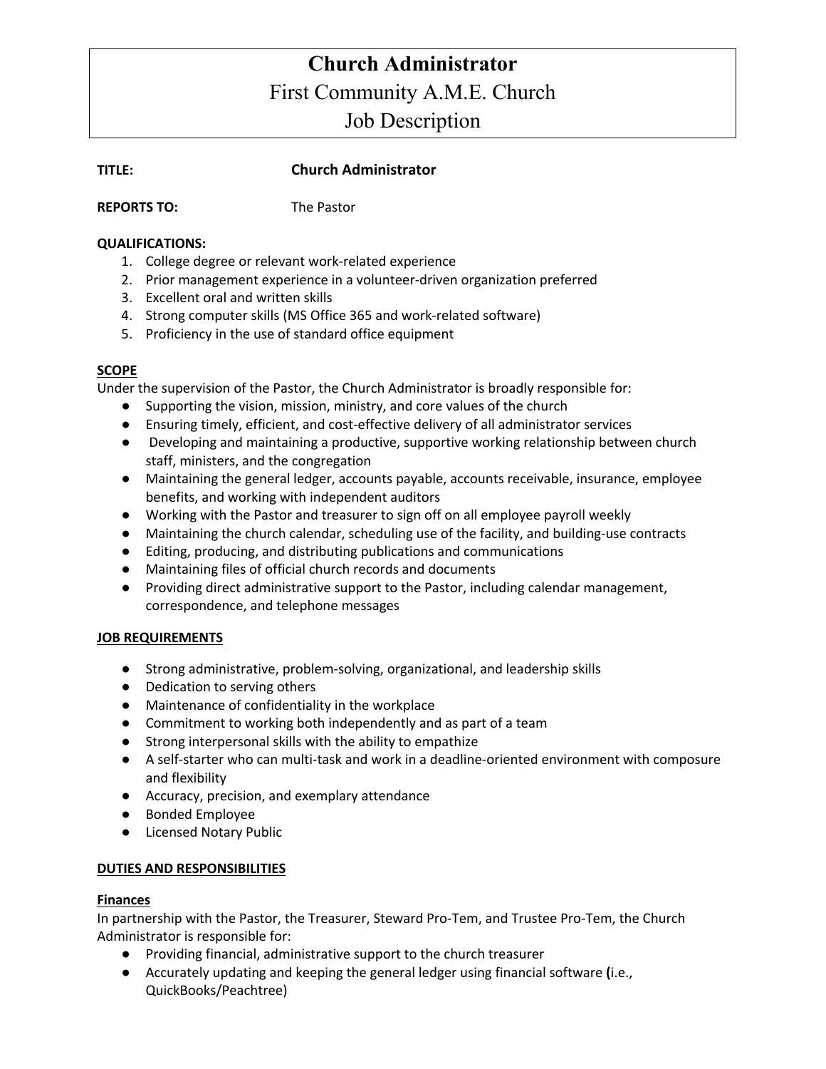# Church Administrator

## First Community A.M.E. Church

## Job Description

**TITLE:** **Church Administrator**

**REPORTS TO:** The Pastor

**QUALIFICATIONS:**

1. College degree or relevant work-related experience
2. Prior management experience in a volunteer-driven organization preferred
3. Excellent oral and written skills
4. Strong computer skills (MS Office 365 and work-related software)
5. Proficiency in the use of standard office equipment

**SCOPE**

Under the supervision of the Pastor, the Church Administrator is broadly responsible for:

- Supporting the vision, mission, ministry, and core values of the church
- Ensuring timely, efficient, and cost-effective delivery of all administrator services
- Developing and maintaining a productive, supportive working relationship between church staff, ministers, and the congregation
- Maintaining the general ledger, accounts payable, accounts receivable, insurance, employee benefits, and working with independent auditors
- Working with the Pastor and treasurer to sign off on all employee payroll weekly
- Maintaining the church calendar, scheduling use of the facility, and building-use contracts
- Editing, producing, and distributing publications and communications
- Maintaining files of official church records and documents
- Providing direct administrative support to the Pastor, including calendar management, correspondence, and telephone messages

**JOB REQUIREMENTS**

- Strong administrative, problem-solving, organizational, and leadership skills
- Dedication to serving others
- Maintenance of confidentiality in the workplace
- Commitment to working both independently and as part of a team
- Strong interpersonal skills with the ability to empathize
- A self-starter who can multi-task and work in a deadline-oriented environment with composure and flexibility
- Accuracy, precision, and exemplary attendance
- Bonded Employee
- Licensed Notary Public

**DUTIES AND RESPONSIBILITIES**

**Finances**

In partnership with the Pastor, the Treasurer, Steward Pro-Tem, and Trustee Pro-Tem, the Church Administrator is responsible for:

- Providing financial, administrative support to the church treasurer
- Accurately updating and keeping the general ledger using financial software **(**i.e., QuickBooks/Peachtree)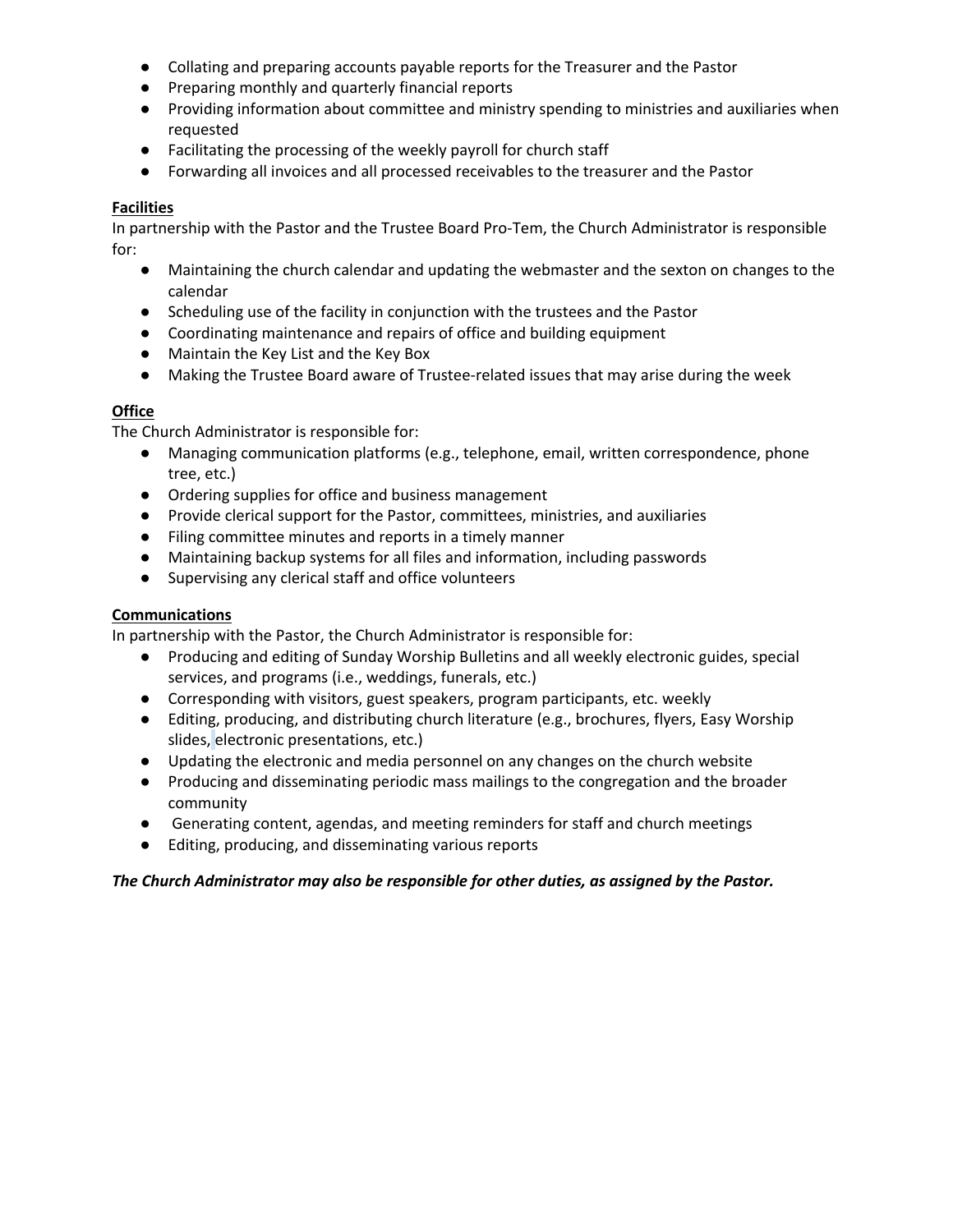- Collating and preparing accounts payable reports for the Treasurer and the Pastor
- Preparing monthly and quarterly financial reports
- Providing information about committee and ministry spending to ministries and auxiliaries when requested
- Facilitating the processing of the weekly payroll for church staff
- Forwarding all invoices and all processed receivables to the treasurer and the Pastor

**Facilities**

In partnership with the Pastor and the Trustee Board Pro-Tem, the Church Administrator is responsible for:

- Maintaining the church calendar and updating the webmaster and the sexton on changes to the calendar
- Scheduling use of the facility in conjunction with the trustees and the Pastor
- Coordinating maintenance and repairs of office and building equipment
- Maintain the Key List and the Key Box
- Making the Trustee Board aware of Trustee-related issues that may arise during the week

**Office**

The Church Administrator is responsible for:

- Managing communication platforms (e.g., telephone, email, written correspondence, phone tree, etc.)
- Ordering supplies for office and business management
- Provide clerical support for the Pastor, committees, ministries, and auxiliaries
- Filing committee minutes and reports in a timely manner
- Maintaining backup systems for all files and information, including passwords
- Supervising any clerical staff and office volunteers

**Communications**

In partnership with the Pastor, the Church Administrator is responsible for:

- Producing and editing of Sunday Worship Bulletins and all weekly electronic guides, special services, and programs (i.e., weddings, funerals, etc.)
- Corresponding with visitors, guest speakers, program participants, etc. weekly
- Editing, producing, and distributing church literature (e.g., brochures, flyers, Easy Worship slides, electronic presentations, etc.)
- Updating the electronic and media personnel on any changes on the church website
- Producing and disseminating periodic mass mailings to the congregation and the broader community
- Generating content, agendas, and meeting reminders for staff and church meetings
- Editing, producing, and disseminating various reports

***The Church Administrator may also be responsible for other duties, as assigned by the Pastor.***